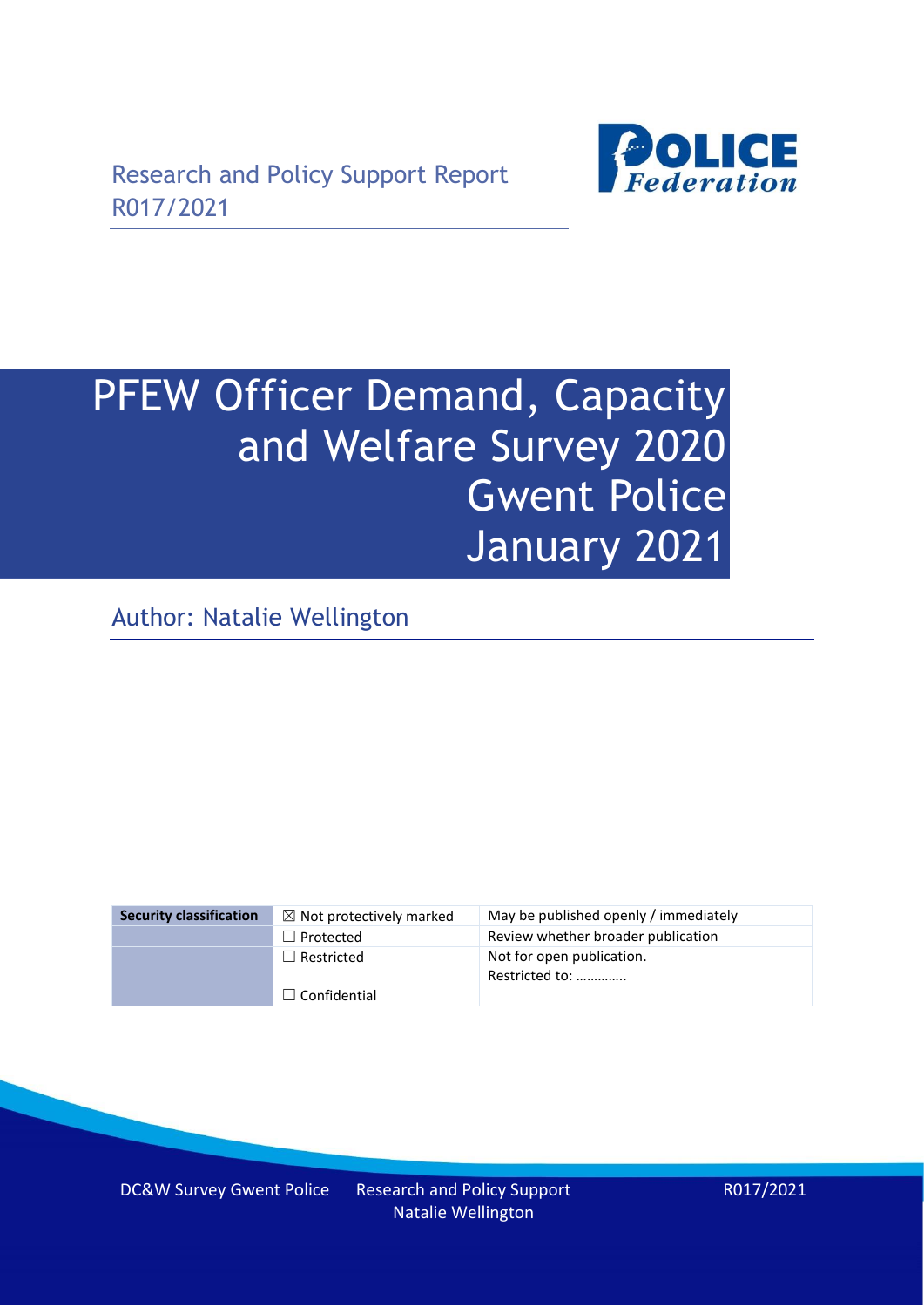Research and Policy Support Report
R017/2021

# PFEW Officer Demand, Capacity and Welfare Survey 2020 Gwent Police January 2021

Author: Natalie Wellington

| Security classification | ☒ Not protectively marked | May be published openly / immediately |
|---|---|---|
| | ☐ Protected | Review whether broader publication |
| | ☐ Restricted | Not for open publication.<br>Restricted to: …………. |
| | ☐ Confidential | |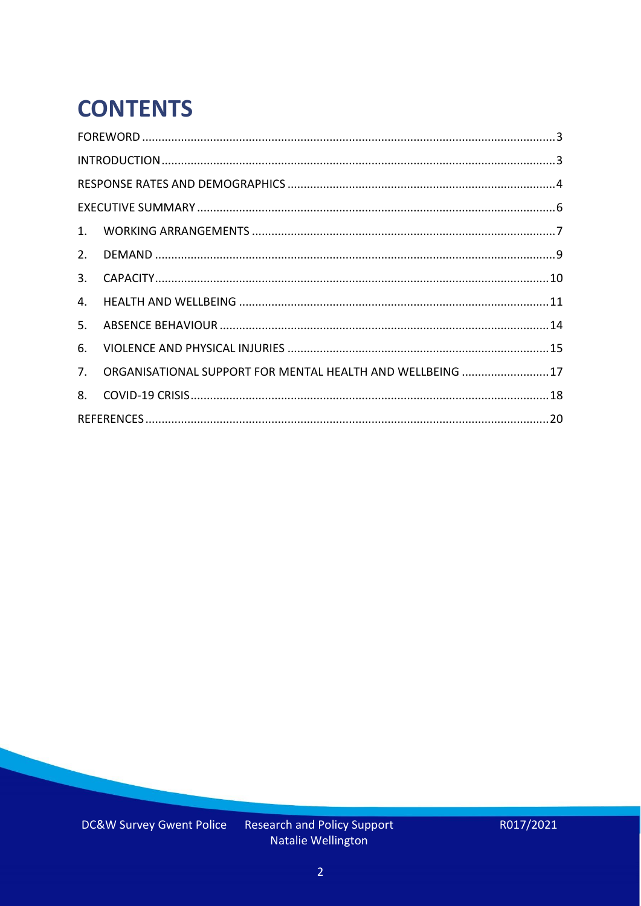# CONTENTS

FOREWORD ....... 3

INTRODUCTION ....... 3

RESPONSE RATES AND DEMOGRAPHICS ....... 4

EXECUTIVE SUMMARY ....... 6

1. WORKING ARRANGEMENTS ....... 7
2. DEMAND ....... 9
3. CAPACITY ....... 10
4. HEALTH AND WELLBEING ....... 11
5. ABSENCE BEHAVIOUR ....... 14
6. VIOLENCE AND PHYSICAL INJURIES ....... 15
7. ORGANISATIONAL SUPPORT FOR MENTAL HEALTH AND WELLBEING ....... 17
8. COVID-19 CRISIS ....... 18

REFERENCES ....... 20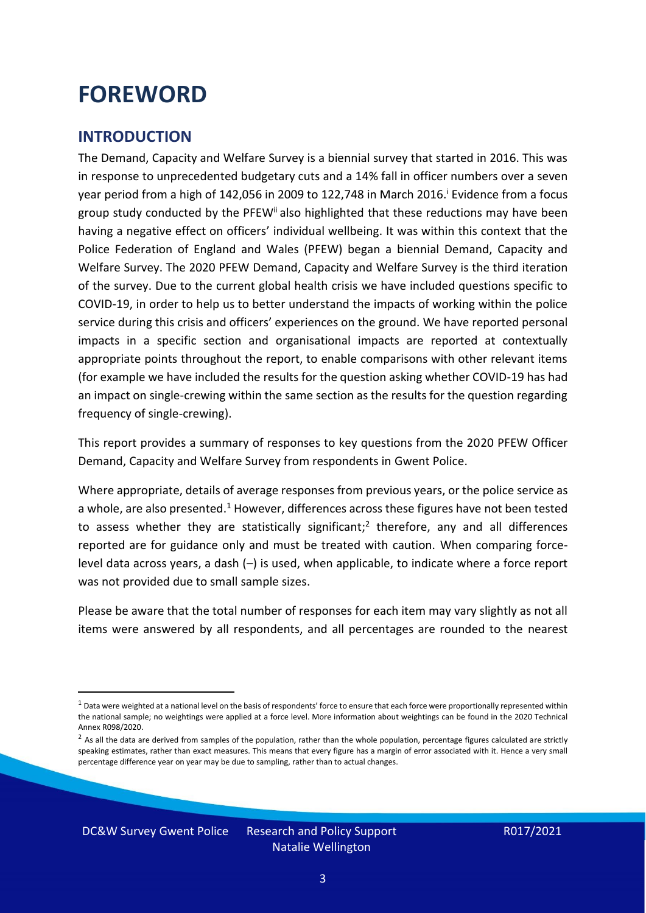# FOREWORD

## INTRODUCTION

The Demand, Capacity and Welfare Survey is a biennial survey that started in 2016. This was in response to unprecedented budgetary cuts and a 14% fall in officer numbers over a seven year period from a high of 142,056 in 2009 to 122,748 in March 2016.[i] Evidence from a focus group study conducted by the PFEW[ii] also highlighted that these reductions may have been having a negative effect on officers' individual wellbeing. It was within this context that the Police Federation of England and Wales (PFEW) began a biennial Demand, Capacity and Welfare Survey. The 2020 PFEW Demand, Capacity and Welfare Survey is the third iteration of the survey. Due to the current global health crisis we have included questions specific to COVID-19, in order to help us to better understand the impacts of working within the police service during this crisis and officers' experiences on the ground. We have reported personal impacts in a specific section and organisational impacts are reported at contextually appropriate points throughout the report, to enable comparisons with other relevant items (for example we have included the results for the question asking whether COVID-19 has had an impact on single-crewing within the same section as the results for the question regarding frequency of single-crewing).

This report provides a summary of responses to key questions from the 2020 PFEW Officer Demand, Capacity and Welfare Survey from respondents in Gwent Police.

Where appropriate, details of average responses from previous years, or the police service as a whole, are also presented.[1] However, differences across these figures have not been tested to assess whether they are statistically significant;[2] therefore, any and all differences reported are for guidance only and must be treated with caution. When comparing force-level data across years, a dash (–) is used, when applicable, to indicate where a force report was not provided due to small sample sizes.

Please be aware that the total number of responses for each item may vary slightly as not all items were answered by all respondents, and all percentages are rounded to the nearest

[1] Data were weighted at a national level on the basis of respondents' force to ensure that each force were proportionally represented within the national sample; no weightings were applied at a force level. More information about weightings can be found in the 2020 Technical Annex R098/2020.

[2] As all the data are derived from samples of the population, rather than the whole population, percentage figures calculated are strictly speaking estimates, rather than exact measures. This means that every figure has a margin of error associated with it. Hence a very small percentage difference year on year may be due to sampling, rather than to actual changes.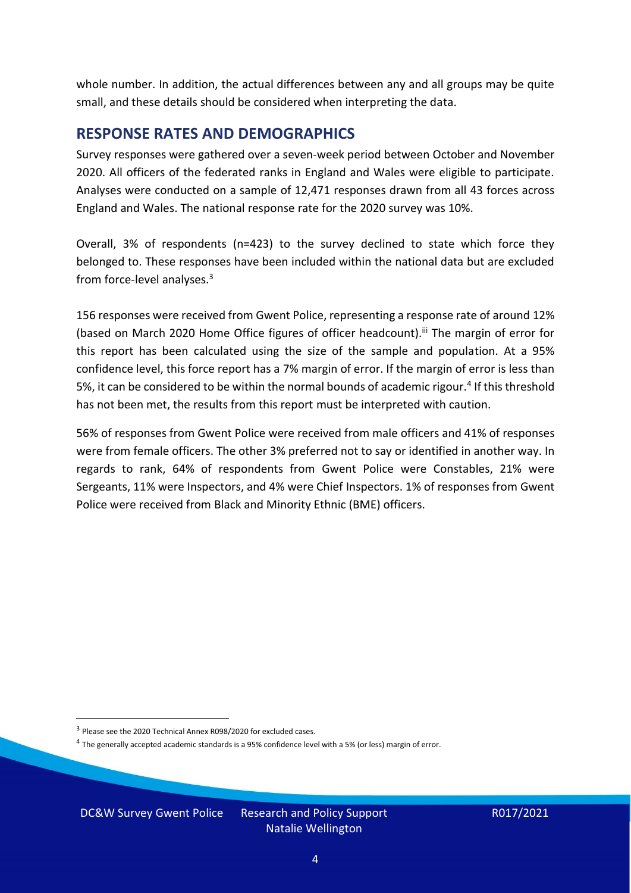whole number. In addition, the actual differences between any and all groups may be quite small, and these details should be considered when interpreting the data.

## RESPONSE RATES AND DEMOGRAPHICS

Survey responses were gathered over a seven-week period between October and November 2020. All officers of the federated ranks in England and Wales were eligible to participate. Analyses were conducted on a sample of 12,471 responses drawn from all 43 forces across England and Wales. The national response rate for the 2020 survey was 10%.

Overall, 3% of respondents (n=423) to the survey declined to state which force they belonged to. These responses have been included within the national data but are excluded from force-level analyses.[3]

156 responses were received from Gwent Police, representing a response rate of around 12% (based on March 2020 Home Office figures of officer headcount).[iii] The margin of error for this report has been calculated using the size of the sample and population. At a 95% confidence level, this force report has a 7% margin of error. If the margin of error is less than 5%, it can be considered to be within the normal bounds of academic rigour.[4] If this threshold has not been met, the results from this report must be interpreted with caution.

56% of responses from Gwent Police were received from male officers and 41% of responses were from female officers. The other 3% preferred not to say or identified in another way. In regards to rank, 64% of respondents from Gwent Police were Constables, 21% were Sergeants, 11% were Inspectors, and 4% were Chief Inspectors. 1% of responses from Gwent Police were received from Black and Minority Ethnic (BME) officers.

---

[3] Please see the 2020 Technical Annex R098/2020 for excluded cases.

[4] The generally accepted academic standards is a 95% confidence level with a 5% (or less) margin of error.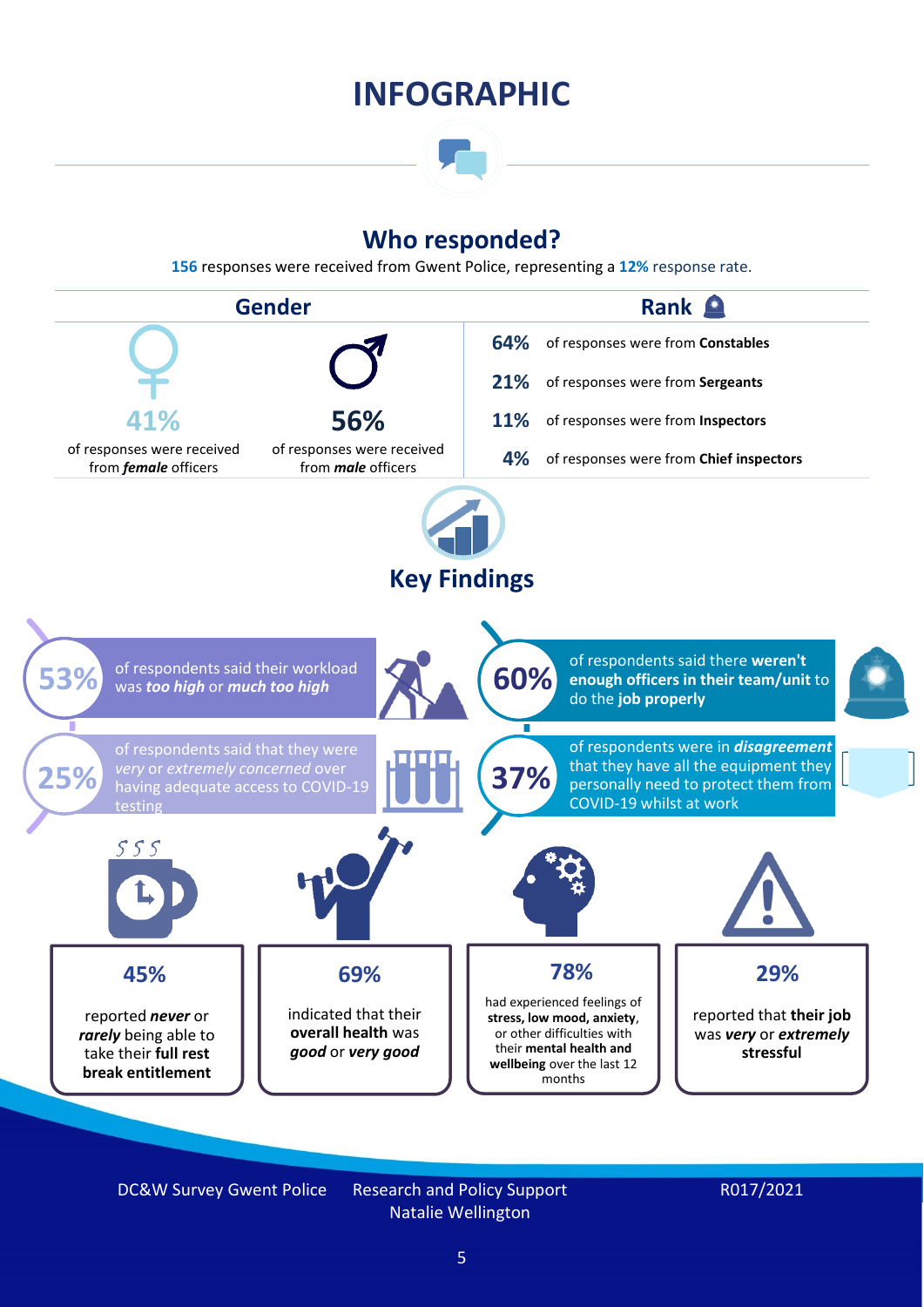# INFOGRAPHIC

## Who responded?

**156** responses were received from Gwent Police, representing a **12%** response rate.

### Gender

**41%** of responses were received from ***female*** officers

**56%** of responses were received from ***male*** officers

### Rank

**64%** of responses were from **Constables**

**21%** of responses were from **Sergeants**

**11%** of responses were from **Inspectors**

**4%** of responses were from **Chief inspectors**

## Key Findings

**53%** of respondents said their workload was ***too high*** or ***much too high***

**60%** of respondents said there **weren't enough officers in their team/unit** to do the **job properly**

**25%** of respondents said that they were *very* or *extremely concerned* over having adequate access to COVID-19 testing

**37%** of respondents were in ***disagreement*** that they have all the equipment they personally need to protect them from COVID-19 whilst at work

**45%** reported ***never*** or ***rarely*** being able to take their **full rest break entitlement**

**69%** indicated that their **overall health** was ***good*** or ***very good***

**78%** had experienced feelings of **stress, low mood, anxiety**, or other difficulties with their **mental health and wellbeing** over the last 12 months

**29%** reported that **their job** was ***very*** or ***extremely*** **stressful**

DC&W Survey Gwent Police | Research and Policy Support Natalie Wellington | R017/2021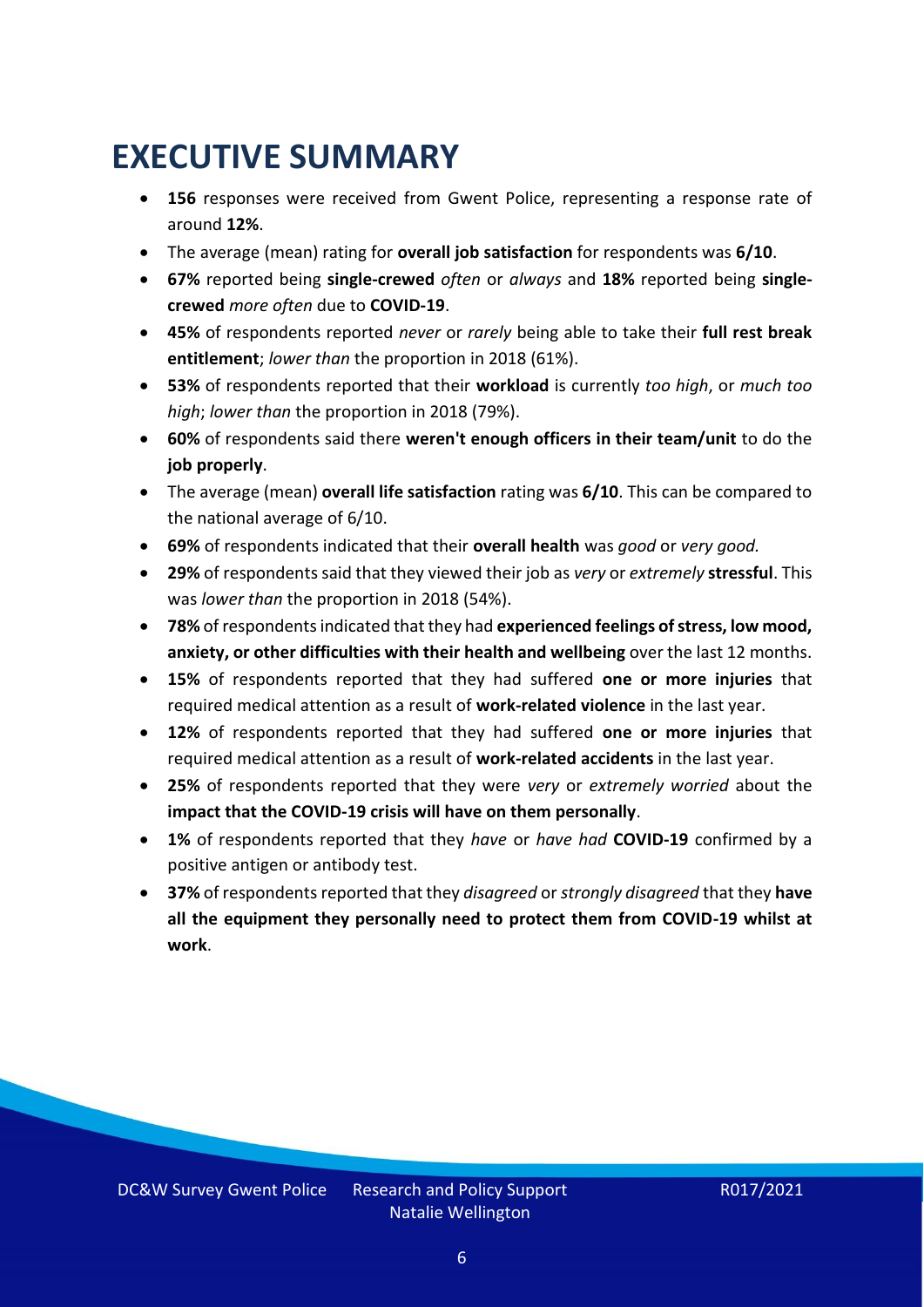# EXECUTIVE SUMMARY

- **156** responses were received from Gwent Police, representing a response rate of around **12%**.
- The average (mean) rating for **overall job satisfaction** for respondents was **6/10**.
- **67%** reported being **single-crewed** *often* or *always* and **18%** reported being **single-crewed** *more often* due to **COVID-19**.
- **45%** of respondents reported *never* or *rarely* being able to take their **full rest break entitlement**; *lower than* the proportion in 2018 (61%).
- **53%** of respondents reported that their **workload** is currently *too high*, or *much too high*; *lower than* the proportion in 2018 (79%).
- **60%** of respondents said there **weren't enough officers in their team/unit** to do the **job properly**.
- The average (mean) **overall life satisfaction** rating was **6/10**. This can be compared to the national average of 6/10.
- **69%** of respondents indicated that their **overall health** was *good* or *very good.*
- **29%** of respondents said that they viewed their job as *very* or *extremely* **stressful**. This was *lower than* the proportion in 2018 (54%).
- **78%** of respondents indicated that they had **experienced feelings of stress, low mood, anxiety, or other difficulties with their health and wellbeing** over the last 12 months.
- **15%** of respondents reported that they had suffered **one or more injuries** that required medical attention as a result of **work-related violence** in the last year.
- **12%** of respondents reported that they had suffered **one or more injuries** that required medical attention as a result of **work-related accidents** in the last year.
- **25%** of respondents reported that they were *very* or *extremely worried* about the **impact that the COVID-19 crisis will have on them personally**.
- **1%** of respondents reported that they *have* or *have had* **COVID-19** confirmed by a positive antigen or antibody test.
- **37%** of respondents reported that they *disagreed* or *strongly disagreed* that they **have all the equipment they personally need to protect them from COVID-19 whilst at work**.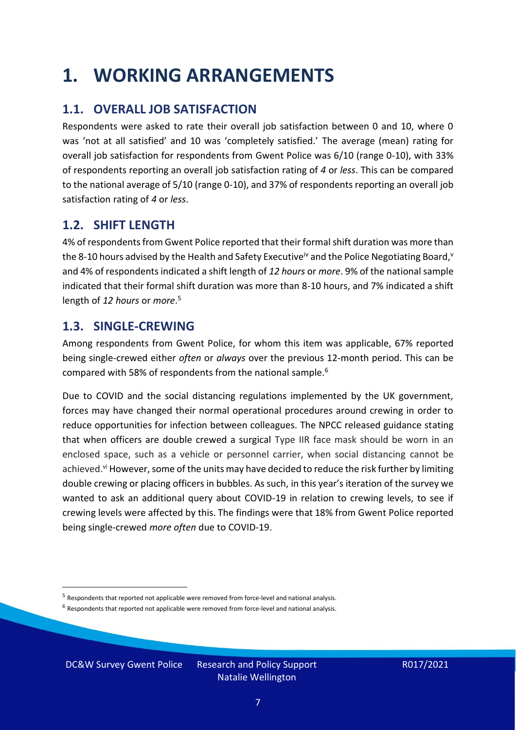# 1. WORKING ARRANGEMENTS

## 1.1. OVERALL JOB SATISFACTION

Respondents were asked to rate their overall job satisfaction between 0 and 10, where 0 was 'not at all satisfied' and 10 was 'completely satisfied.' The average (mean) rating for overall job satisfaction for respondents from Gwent Police was 6/10 (range 0-10), with 33% of respondents reporting an overall job satisfaction rating of *4* or *less*. This can be compared to the national average of 5/10 (range 0-10), and 37% of respondents reporting an overall job satisfaction rating of *4* or *less*.

## 1.2. SHIFT LENGTH

4% of respondents from Gwent Police reported that their formal shift duration was more than the 8-10 hours advised by the Health and Safety Executive[iv] and the Police Negotiating Board,[v] and 4% of respondents indicated a shift length of *12 hours* or *more*. 9% of the national sample indicated that their formal shift duration was more than 8-10 hours, and 7% indicated a shift length of *12 hours* or *more*.[5]

## 1.3. SINGLE-CREWING

Among respondents from Gwent Police, for whom this item was applicable, 67% reported being single-crewed either *often* or *always* over the previous 12-month period. This can be compared with 58% of respondents from the national sample.[6]

Due to COVID and the social distancing regulations implemented by the UK government, forces may have changed their normal operational procedures around crewing in order to reduce opportunities for infection between colleagues. The NPCC released guidance stating that when officers are double crewed a surgical Type IIR face mask should be worn in an enclosed space, such as a vehicle or personnel carrier, when social distancing cannot be achieved.[vi] However, some of the units may have decided to reduce the risk further by limiting double crewing or placing officers in bubbles. As such, in this year's iteration of the survey we wanted to ask an additional query about COVID-19 in relation to crewing levels, to see if crewing levels were affected by this. The findings were that 18% from Gwent Police reported being single-crewed *more often* due to COVID-19.

[5] Respondents that reported not applicable were removed from force-level and national analysis.

[6] Respondents that reported not applicable were removed from force-level and national analysis.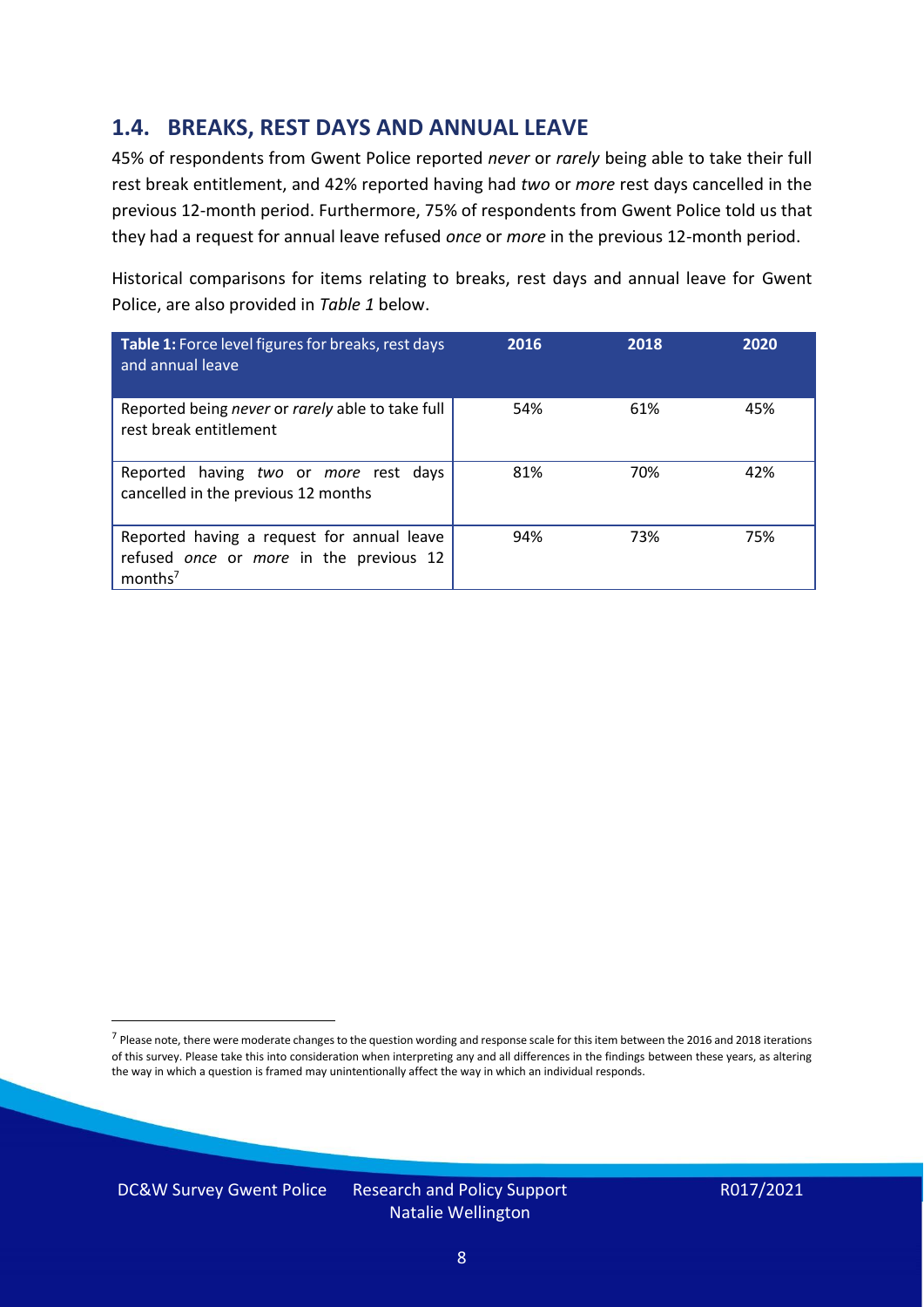## 1.4. BREAKS, REST DAYS AND ANNUAL LEAVE

45% of respondents from Gwent Police reported *never* or *rarely* being able to take their full rest break entitlement, and 42% reported having had *two* or *more* rest days cancelled in the previous 12-month period. Furthermore, 75% of respondents from Gwent Police told us that they had a request for annual leave refused *once* or *more* in the previous 12-month period.

Historical comparisons for items relating to breaks, rest days and annual leave for Gwent Police, are also provided in *Table 1* below.

| **Table 1:** Force level figures for breaks, rest days and annual leave | 2016 | 2018 | 2020 |
|---|---|---|---|
| Reported being *never* or *rarely* able to take full rest break entitlement | 54% | 61% | 45% |
| Reported having *two* or *more* rest days cancelled in the previous 12 months | 81% | 70% | 42% |
| Reported having a request for annual leave refused *once* or *more* in the previous 12 months[7] | 94% | 73% | 75% |

[7] Please note, there were moderate changes to the question wording and response scale for this item between the 2016 and 2018 iterations of this survey. Please take this into consideration when interpreting any and all differences in the findings between these years, as altering the way in which a question is framed may unintentionally affect the way in which an individual responds.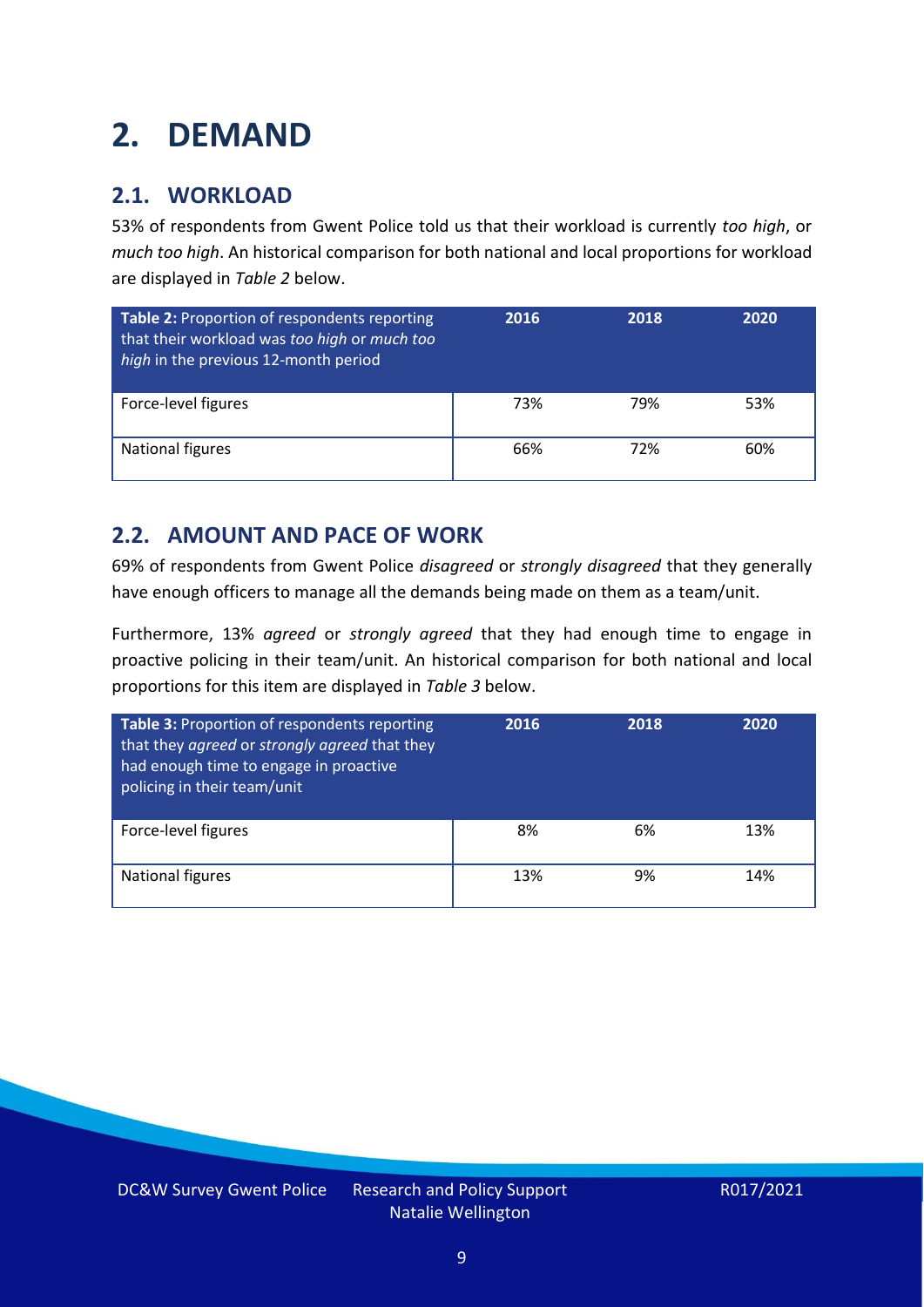# 2. DEMAND

## 2.1. WORKLOAD

53% of respondents from Gwent Police told us that their workload is currently *too high*, or *much too high*. An historical comparison for both national and local proportions for workload are displayed in *Table 2* below.

| **Table 2:** Proportion of respondents reporting that their workload was *too high* or *much too high* in the previous 12-month period | 2016 | 2018 | 2020 |
|---|---|---|---|
| Force-level figures | 73% | 79% | 53% |
| National figures | 66% | 72% | 60% |

## 2.2. AMOUNT AND PACE OF WORK

69% of respondents from Gwent Police *disagreed* or *strongly disagreed* that they generally have enough officers to manage all the demands being made on them as a team/unit.

Furthermore, 13% *agreed* or *strongly agreed* that they had enough time to engage in proactive policing in their team/unit. An historical comparison for both national and local proportions for this item are displayed in *Table 3* below.

| **Table 3:** Proportion of respondents reporting that they *agreed* or *strongly agreed* that they had enough time to engage in proactive policing in their team/unit | 2016 | 2018 | 2020 |
|---|---|---|---|
| Force-level figures | 8% | 6% | 13% |
| National figures | 13% | 9% | 14% |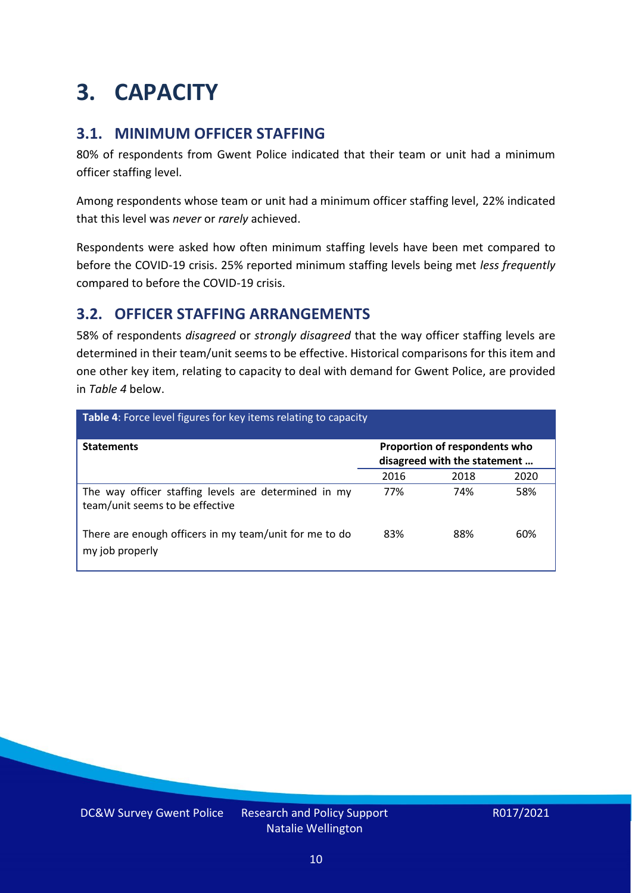# 3. CAPACITY

## 3.1. MINIMUM OFFICER STAFFING

80% of respondents from Gwent Police indicated that their team or unit had a minimum officer staffing level.

Among respondents whose team or unit had a minimum officer staffing level, 22% indicated that this level was *never* or *rarely* achieved.

Respondents were asked how often minimum staffing levels have been met compared to before the COVID-19 crisis. 25% reported minimum staffing levels being met *less frequently* compared to before the COVID-19 crisis.

## 3.2. OFFICER STAFFING ARRANGEMENTS

58% of respondents *disagreed* or *strongly disagreed* that the way officer staffing levels are determined in their team/unit seems to be effective. Historical comparisons for this item and one other key item, relating to capacity to deal with demand for Gwent Police, are provided in *Table 4* below.

**Table 4**: Force level figures for key items relating to capacity

| Statements | Proportion of respondents who disagreed with the statement … | | |
|---|---|---|---|
| | 2016 | 2018 | 2020 |
| The way officer staffing levels are determined in my team/unit seems to be effective | 77% | 74% | 58% |
| There are enough officers in my team/unit for me to do my job properly | 83% | 88% | 60% |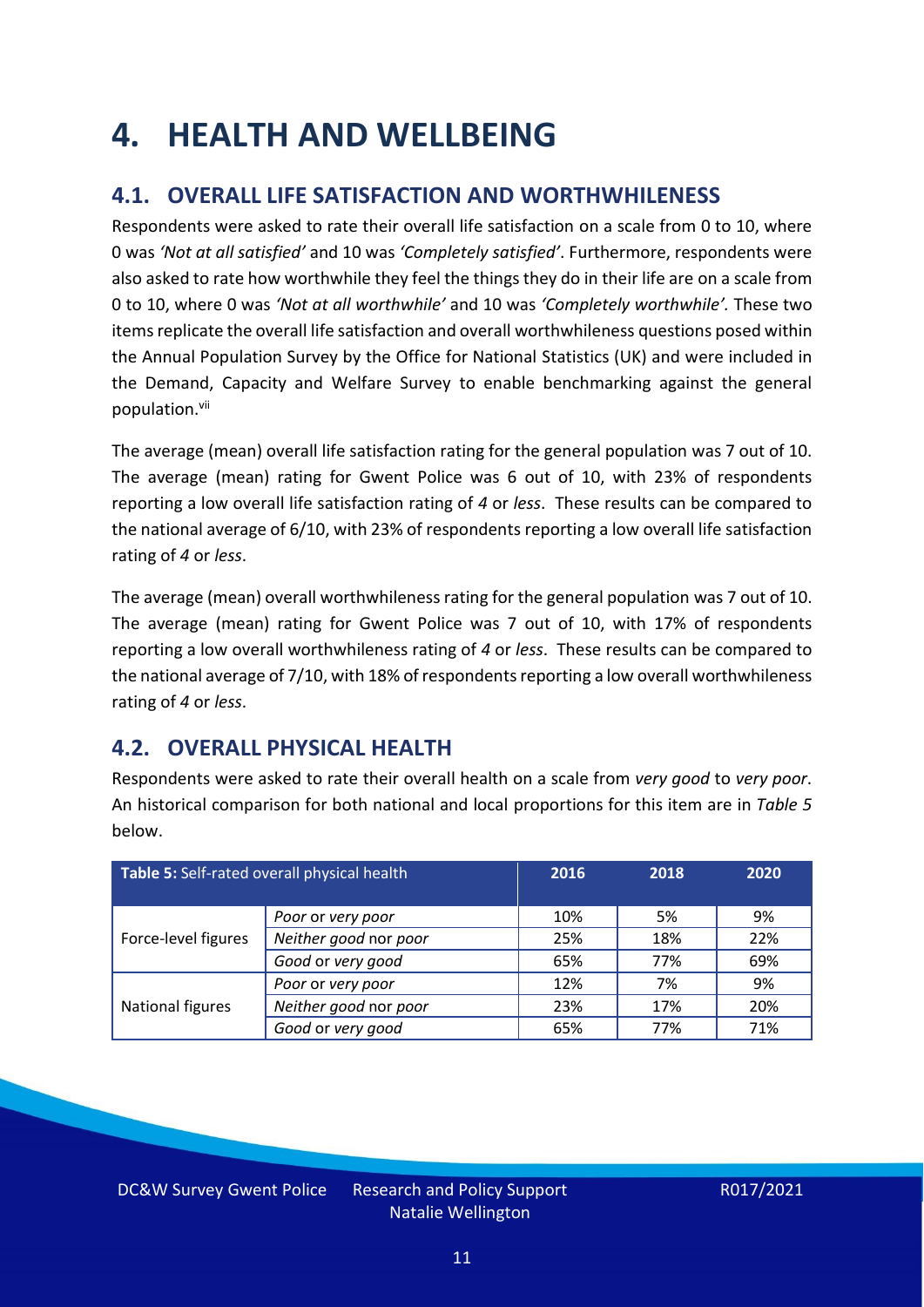# 4. HEALTH AND WELLBEING

## 4.1. OVERALL LIFE SATISFACTION AND WORTHWHILENESS

Respondents were asked to rate their overall life satisfaction on a scale from 0 to 10, where 0 was *'Not at all satisfied'* and 10 was *'Completely satisfied'*. Furthermore, respondents were also asked to rate how worthwhile they feel the things they do in their life are on a scale from 0 to 10, where 0 was *'Not at all worthwhile'* and 10 was *'Completely worthwhile'.* These two items replicate the overall life satisfaction and overall worthwhileness questions posed within the Annual Population Survey by the Office for National Statistics (UK) and were included in the Demand, Capacity and Welfare Survey to enable benchmarking against the general population.[vii]

The average (mean) overall life satisfaction rating for the general population was 7 out of 10. The average (mean) rating for Gwent Police was 6 out of 10, with 23% of respondents reporting a low overall life satisfaction rating of *4* or *less*. These results can be compared to the national average of 6/10, with 23% of respondents reporting a low overall life satisfaction rating of *4* or *less*.

The average (mean) overall worthwhileness rating for the general population was 7 out of 10. The average (mean) rating for Gwent Police was 7 out of 10, with 17% of respondents reporting a low overall worthwhileness rating of *4* or *less*. These results can be compared to the national average of 7/10, with 18% of respondents reporting a low overall worthwhileness rating of *4* or *less*.

## 4.2. OVERALL PHYSICAL HEALTH

Respondents were asked to rate their overall health on a scale from *very good* to *very poor*. An historical comparison for both national and local proportions for this item are in *Table 5* below.

| **Table 5:** Self-rated overall physical health | | 2016 | 2018 | 2020 |
|---|---|---|---|---|
| Force-level figures | *Poor* or *very poor* | 10% | 5% | 9% |
| | *Neither good* nor *poor* | 25% | 18% | 22% |
| | *Good* or *very good* | 65% | 77% | 69% |
| National figures | *Poor* or *very poor* | 12% | 7% | 9% |
| | *Neither good* nor *poor* | 23% | 17% | 20% |
| | *Good* or *very good* | 65% | 77% | 71% |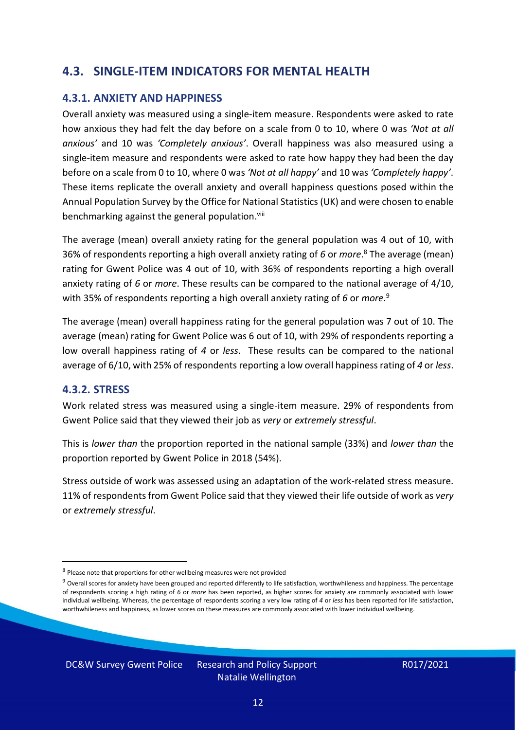## 4.3. SINGLE-ITEM INDICATORS FOR MENTAL HEALTH

### 4.3.1. ANXIETY AND HAPPINESS

Overall anxiety was measured using a single-item measure. Respondents were asked to rate how anxious they had felt the day before on a scale from 0 to 10, where 0 was *'Not at all anxious'* and 10 was *'Completely anxious'*. Overall happiness was also measured using a single-item measure and respondents were asked to rate how happy they had been the day before on a scale from 0 to 10, where 0 was *'Not at all happy'* and 10 was *'Completely happy'*. These items replicate the overall anxiety and overall happiness questions posed within the Annual Population Survey by the Office for National Statistics (UK) and were chosen to enable benchmarking against the general population.[viii]

The average (mean) overall anxiety rating for the general population was 4 out of 10, with 36% of respondents reporting a high overall anxiety rating of *6* or *more*.[8] The average (mean) rating for Gwent Police was 4 out of 10, with 36% of respondents reporting a high overall anxiety rating of *6* or *more*. These results can be compared to the national average of 4/10, with 35% of respondents reporting a high overall anxiety rating of *6* or *more*.[9]

The average (mean) overall happiness rating for the general population was 7 out of 10. The average (mean) rating for Gwent Police was 6 out of 10, with 29% of respondents reporting a low overall happiness rating of *4* or *less*. These results can be compared to the national average of 6/10, with 25% of respondents reporting a low overall happiness rating of *4* or *less*.

### 4.3.2. STRESS

Work related stress was measured using a single-item measure. 29% of respondents from Gwent Police said that they viewed their job as *very* or *extremely stressful*.

This is *lower than* the proportion reported in the national sample (33%) and *lower than* the proportion reported by Gwent Police in 2018 (54%).

Stress outside of work was assessed using an adaptation of the work-related stress measure. 11% of respondents from Gwent Police said that they viewed their life outside of work as *very* or *extremely stressful*.

---

[8] Please note that proportions for other wellbeing measures were not provided

[9] Overall scores for anxiety have been grouped and reported differently to life satisfaction, worthwhileness and happiness. The percentage of respondents scoring a high rating of *6* or *more* has been reported, as higher scores for anxiety are commonly associated with lower individual wellbeing. Whereas, the percentage of respondents scoring a very low rating of *4* or *less* has been reported for life satisfaction, worthwhileness and happiness, as lower scores on these measures are commonly associated with lower individual wellbeing.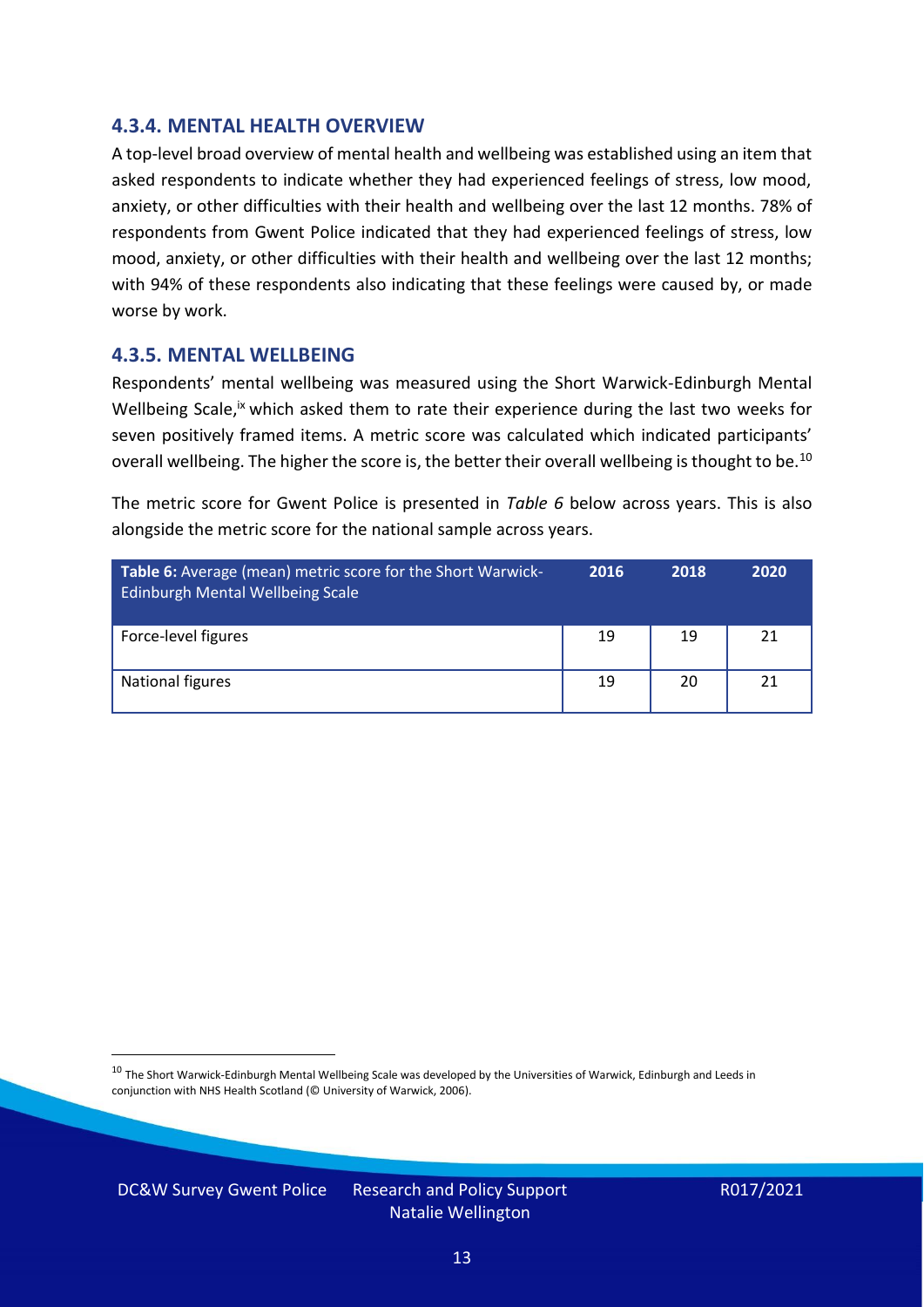### 4.3.4. MENTAL HEALTH OVERVIEW

A top-level broad overview of mental health and wellbeing was established using an item that asked respondents to indicate whether they had experienced feelings of stress, low mood, anxiety, or other difficulties with their health and wellbeing over the last 12 months. 78% of respondents from Gwent Police indicated that they had experienced feelings of stress, low mood, anxiety, or other difficulties with their health and wellbeing over the last 12 months; with 94% of these respondents also indicating that these feelings were caused by, or made worse by work.

### 4.3.5. MENTAL WELLBEING

Respondents' mental wellbeing was measured using the Short Warwick-Edinburgh Mental Wellbeing Scale,[ix] which asked them to rate their experience during the last two weeks for seven positively framed items. A metric score was calculated which indicated participants' overall wellbeing. The higher the score is, the better their overall wellbeing is thought to be.[10]

The metric score for Gwent Police is presented in *Table 6* below across years. This is also alongside the metric score for the national sample across years.

| **Table 6:** Average (mean) metric score for the Short Warwick-Edinburgh Mental Wellbeing Scale | 2016 | 2018 | 2020 |
|---|---|---|---|
| Force-level figures | 19 | 19 | 21 |
| National figures | 19 | 20 | 21 |

[10] The Short Warwick-Edinburgh Mental Wellbeing Scale was developed by the Universities of Warwick, Edinburgh and Leeds in conjunction with NHS Health Scotland (© University of Warwick, 2006).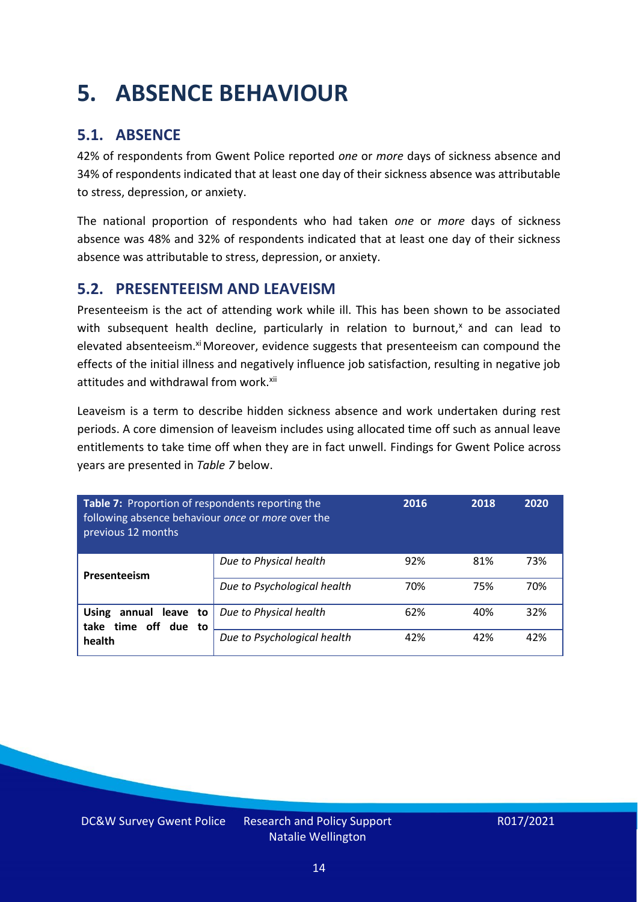# 5. ABSENCE BEHAVIOUR

## 5.1. ABSENCE

42% of respondents from Gwent Police reported *one* or *more* days of sickness absence and 34% of respondents indicated that at least one day of their sickness absence was attributable to stress, depression, or anxiety.

The national proportion of respondents who had taken *one* or *more* days of sickness absence was 48% and 32% of respondents indicated that at least one day of their sickness absence was attributable to stress, depression, or anxiety.

## 5.2. PRESENTEEISM AND LEAVEISM

Presenteeism is the act of attending work while ill. This has been shown to be associated with subsequent health decline, particularly in relation to burnout,[x] and can lead to elevated absenteeism.[xi] Moreover, evidence suggests that presenteeism can compound the effects of the initial illness and negatively influence job satisfaction, resulting in negative job attitudes and withdrawal from work.[xii]

Leaveism is a term to describe hidden sickness absence and work undertaken during rest periods. A core dimension of leaveism includes using allocated time off such as annual leave entitlements to take time off when they are in fact unwell. Findings for Gwent Police across years are presented in *Table 7* below.

| **Table 7:** Proportion of respondents reporting the following absence behaviour *once* or *more* over the previous 12 months | | 2016 | 2018 | 2020 |
|---|---|---|---|---|
| **Presenteeism** | *Due to Physical health* | 92% | 81% | 73% |
| | *Due to Psychological health* | 70% | 75% | 70% |
| **Using annual leave to take time off due to health** | *Due to Physical health* | 62% | 40% | 32% |
| | *Due to Psychological health* | 42% | 42% | 42% |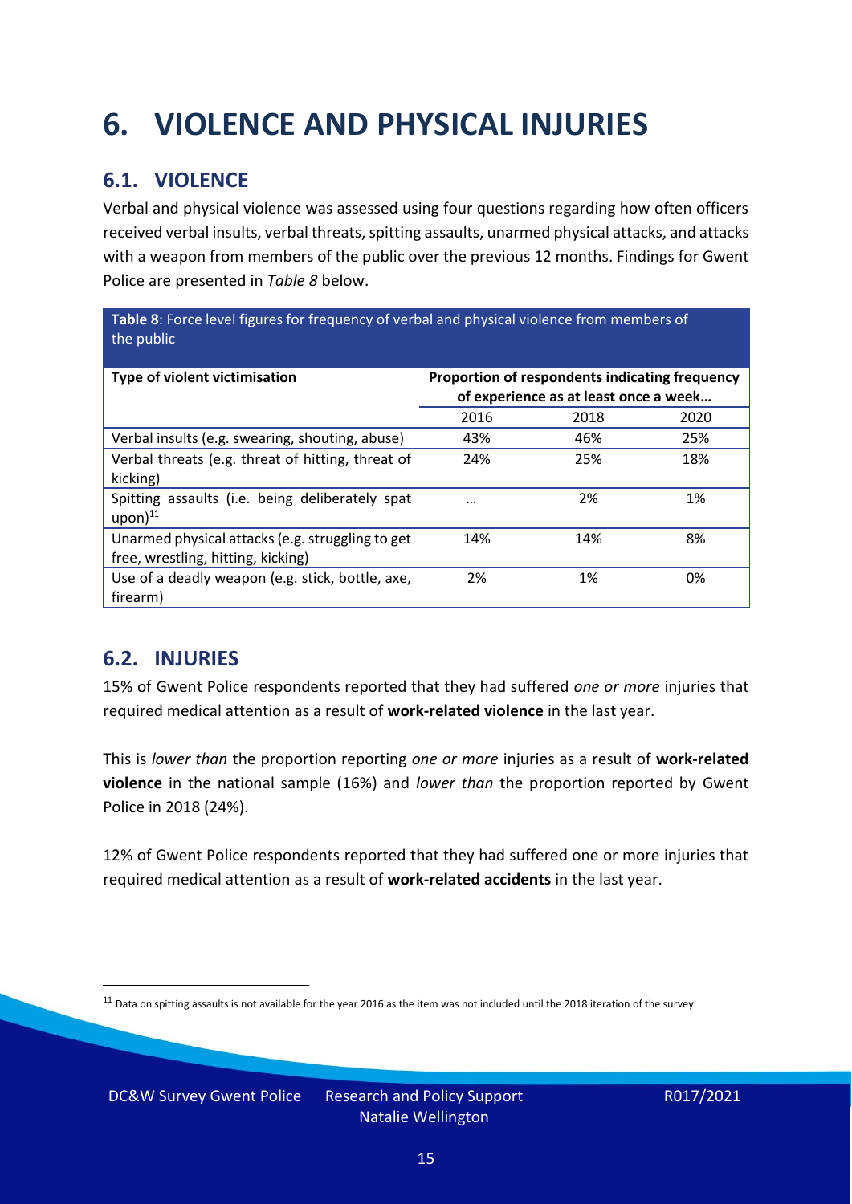# 6. VIOLENCE AND PHYSICAL INJURIES

## 6.1. VIOLENCE

Verbal and physical violence was assessed using four questions regarding how often officers received verbal insults, verbal threats, spitting assaults, unarmed physical attacks, and attacks with a weapon from members of the public over the previous 12 months. Findings for Gwent Police are presented in *Table 8* below.

**Table 8**: Force level figures for frequency of verbal and physical violence from members of the public

| Type of violent victimisation | Proportion of respondents indicating frequency of experience as at least once a week… | | |
|---|---|---|---|
| | 2016 | 2018 | 2020 |
| Verbal insults (e.g. swearing, shouting, abuse) | 43% | 46% | 25% |
| Verbal threats (e.g. threat of hitting, threat of kicking) | 24% | 25% | 18% |
| Spitting assaults (i.e. being deliberately spat upon)[11] | … | 2% | 1% |
| Unarmed physical attacks (e.g. struggling to get free, wrestling, hitting, kicking) | 14% | 14% | 8% |
| Use of a deadly weapon (e.g. stick, bottle, axe, firearm) | 2% | 1% | 0% |

## 6.2. INJURIES

15% of Gwent Police respondents reported that they had suffered *one or more* injuries that required medical attention as a result of **work-related violence** in the last year.

This is *lower than* the proportion reporting *one or more* injuries as a result of **work-related violence** in the national sample (16%) and *lower than* the proportion reported by Gwent Police in 2018 (24%).

12% of Gwent Police respondents reported that they had suffered one or more injuries that required medical attention as a result of **work-related accidents** in the last year.

[11] Data on spitting assaults is not available for the year 2016 as the item was not included until the 2018 iteration of the survey.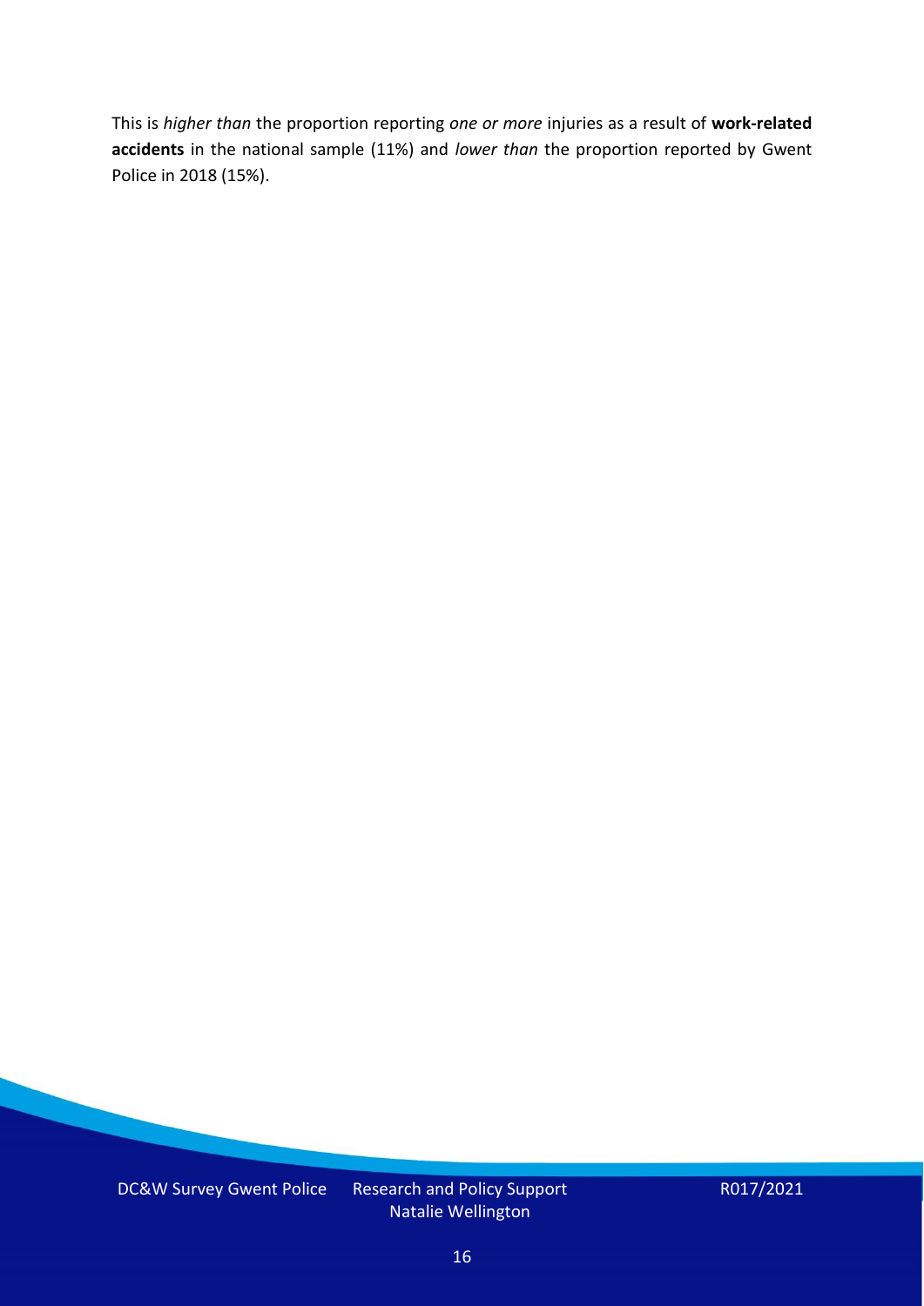This is *higher than* the proportion reporting *one or more* injuries as a result of **work-related accidents** in the national sample (11%) and *lower than* the proportion reported by Gwent Police in 2018 (15%).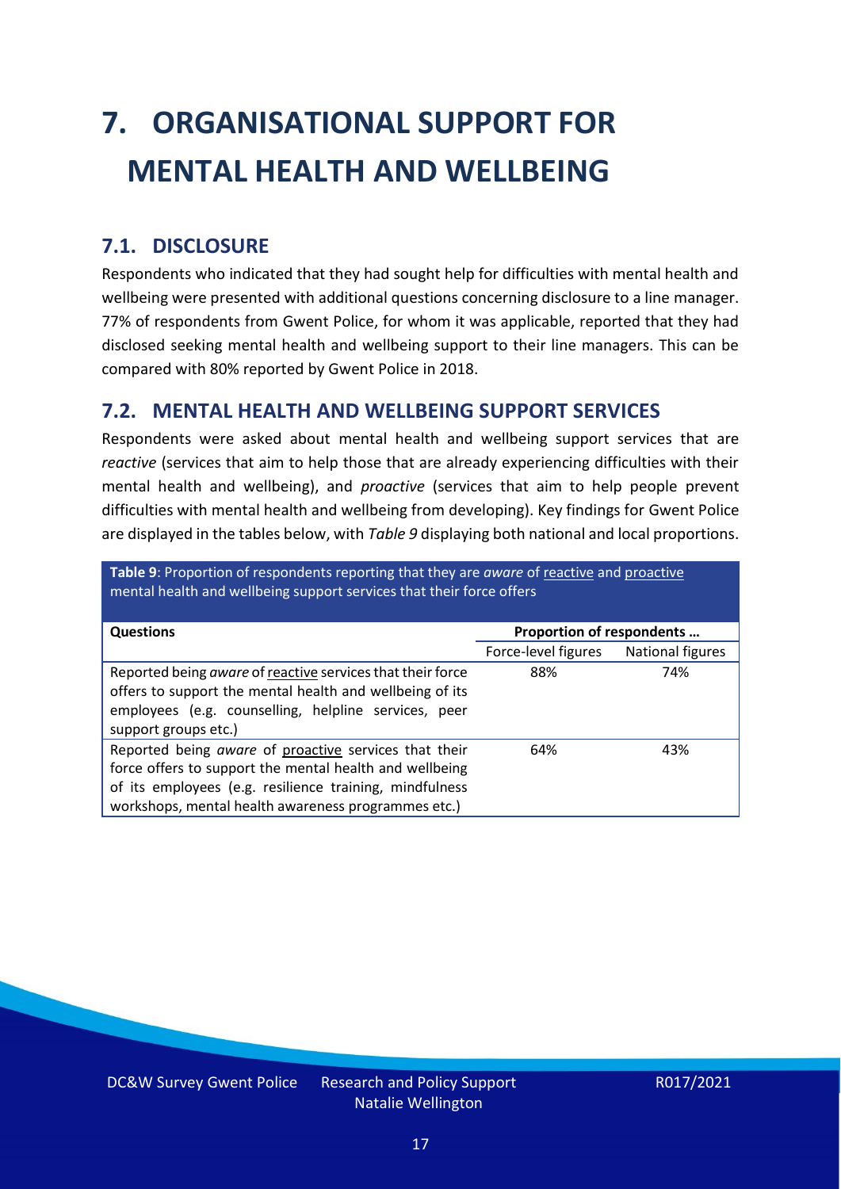# 7. ORGANISATIONAL SUPPORT FOR MENTAL HEALTH AND WELLBEING

## 7.1. DISCLOSURE

Respondents who indicated that they had sought help for difficulties with mental health and wellbeing were presented with additional questions concerning disclosure to a line manager. 77% of respondents from Gwent Police, for whom it was applicable, reported that they had disclosed seeking mental health and wellbeing support to their line managers. This can be compared with 80% reported by Gwent Police in 2018.

## 7.2. MENTAL HEALTH AND WELLBEING SUPPORT SERVICES

Respondents were asked about mental health and wellbeing support services that are *reactive* (services that aim to help those that are already experiencing difficulties with their mental health and wellbeing), and *proactive* (services that aim to help people prevent difficulties with mental health and wellbeing from developing). Key findings for Gwent Police are displayed in the tables below, with *Table 9* displaying both national and local proportions.

**Table 9**: Proportion of respondents reporting that they are *aware* of reactive and proactive mental health and wellbeing support services that their force offers

| Questions | Proportion of respondents … | |
|---|---|---|
| | Force-level figures | National figures |
| Reported being *aware* of reactive services that their force offers to support the mental health and wellbeing of its employees (e.g. counselling, helpline services, peer support groups etc.) | 88% | 74% |
| Reported being *aware* of proactive services that their force offers to support the mental health and wellbeing of its employees (e.g. resilience training, mindfulness workshops, mental health awareness programmes etc.) | 64% | 43% |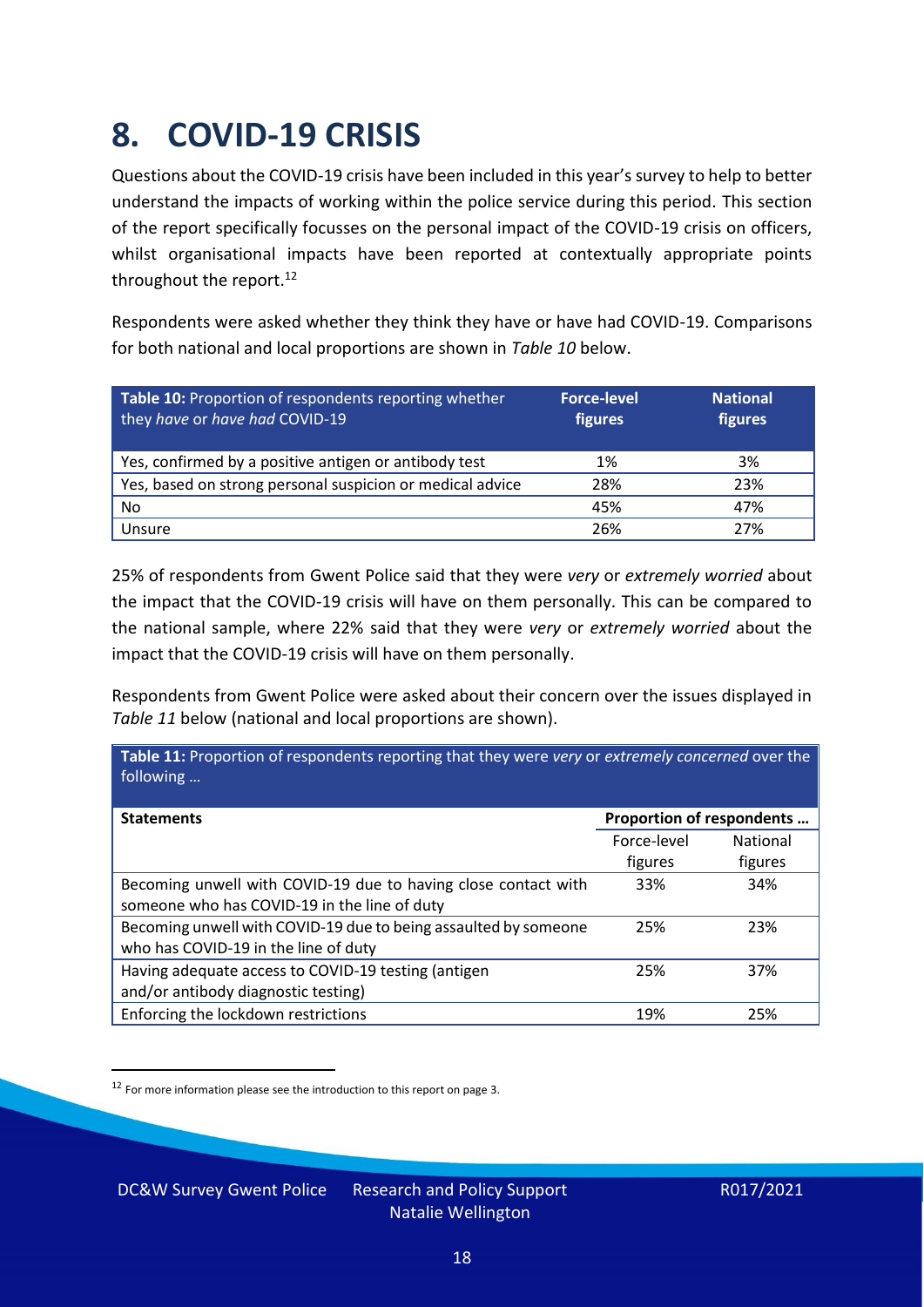# 8. COVID-19 CRISIS

Questions about the COVID-19 crisis have been included in this year's survey to help to better understand the impacts of working within the police service during this period. This section of the report specifically focusses on the personal impact of the COVID-19 crisis on officers, whilst organisational impacts have been reported at contextually appropriate points throughout the report.[12]

Respondents were asked whether they think they have or have had COVID-19. Comparisons for both national and local proportions are shown in *Table 10* below.

| **Table 10:** Proportion of respondents reporting whether they *have* or *have had* COVID-19 | **Force-level figures** | **National figures** |
|---|---|---|
| Yes, confirmed by a positive antigen or antibody test | 1% | 3% |
| Yes, based on strong personal suspicion or medical advice | 28% | 23% |
| No | 45% | 47% |
| Unsure | 26% | 27% |

25% of respondents from Gwent Police said that they were *very* or *extremely worried* about the impact that the COVID-19 crisis will have on them personally. This can be compared to the national sample, where 22% said that they were *very* or *extremely worried* about the impact that the COVID-19 crisis will have on them personally.

Respondents from Gwent Police were asked about their concern over the issues displayed in *Table 11* below (national and local proportions are shown).

**Table 11:** Proportion of respondents reporting that they were *very* or *extremely concerned* over the following …

| **Statements** | **Proportion of respondents …** | |
|---|---|---|
| | Force-level figures | National figures |
| Becoming unwell with COVID-19 due to having close contact with someone who has COVID-19 in the line of duty | 33% | 34% |
| Becoming unwell with COVID-19 due to being assaulted by someone who has COVID-19 in the line of duty | 25% | 23% |
| Having adequate access to COVID-19 testing (antigen and/or antibody diagnostic testing) | 25% | 37% |
| Enforcing the lockdown restrictions | 19% | 25% |

[12] For more information please see the introduction to this report on page 3.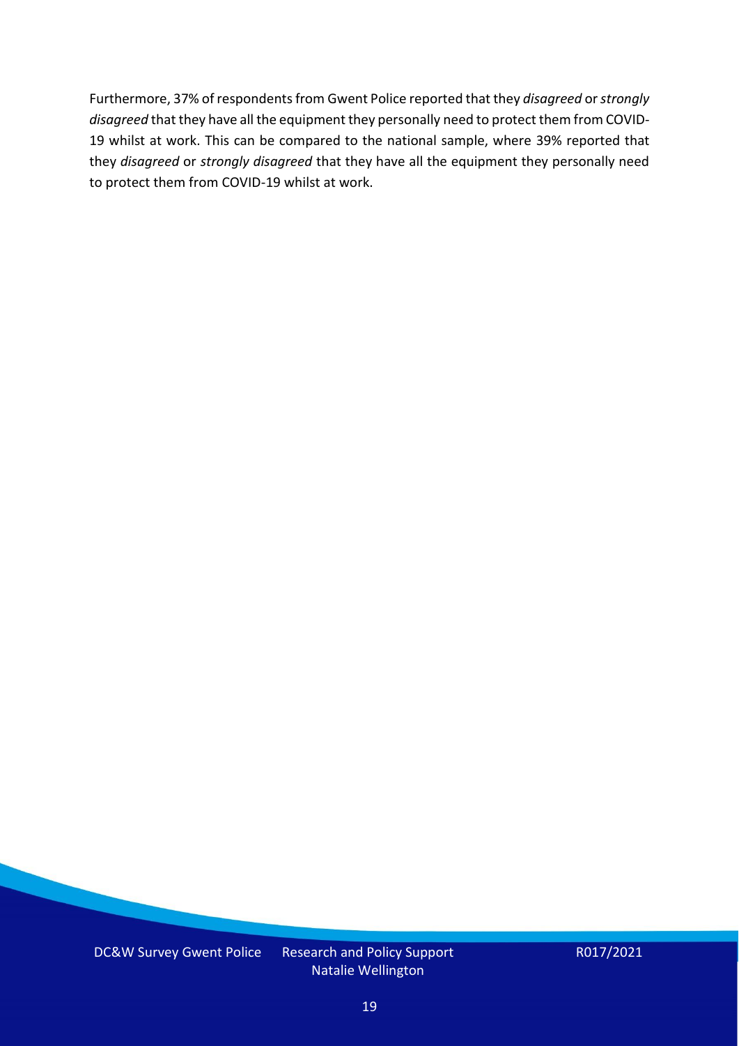Furthermore, 37% of respondents from Gwent Police reported that they *disagreed* or *strongly disagreed* that they have all the equipment they personally need to protect them from COVID-19 whilst at work. This can be compared to the national sample, where 39% reported that they *disagreed* or *strongly disagreed* that they have all the equipment they personally need to protect them from COVID-19 whilst at work.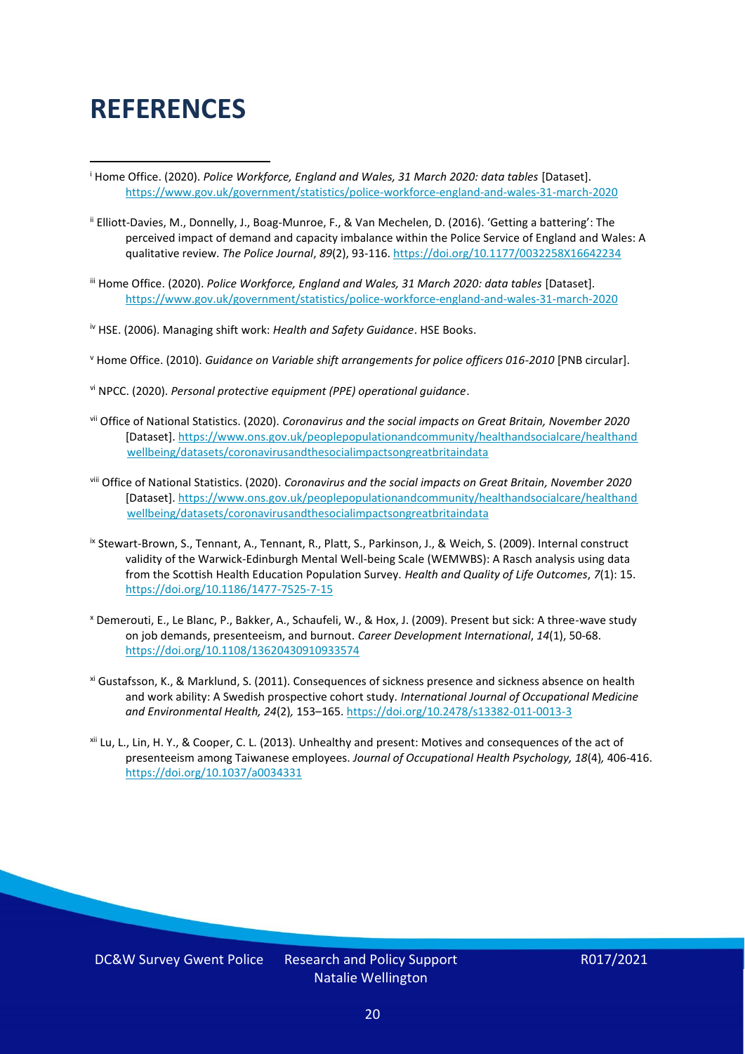# REFERENCES

[i] Home Office. (2020). *Police Workforce, England and Wales, 31 March 2020: data tables* [Dataset]. https://www.gov.uk/government/statistics/police-workforce-england-and-wales-31-march-2020

[ii] Elliott-Davies, M., Donnelly, J., Boag-Munroe, F., & Van Mechelen, D. (2016). 'Getting a battering': The perceived impact of demand and capacity imbalance within the Police Service of England and Wales: A qualitative review. *The Police Journal*, *89*(2), 93-116. https://doi.org/10.1177/0032258X16642234

[iii] Home Office. (2020). *Police Workforce, England and Wales, 31 March 2020: data tables* [Dataset]. https://www.gov.uk/government/statistics/police-workforce-england-and-wales-31-march-2020

[iv] HSE. (2006). Managing shift work: *Health and Safety Guidance*. HSE Books.

[v] Home Office. (2010). *Guidance on Variable shift arrangements for police officers 016-2010* [PNB circular].

[vi] NPCC. (2020). *Personal protective equipment (PPE) operational guidance*.

[vii] Office of National Statistics. (2020). *Coronavirus and the social impacts on Great Britain, November 2020* [Dataset]. https://www.ons.gov.uk/peoplepopulationandcommunity/healthandsocialcare/healthandwellbeing/datasets/coronavirusandthesocialimpactsongreatbritaindata

[viii] Office of National Statistics. (2020). *Coronavirus and the social impacts on Great Britain, November 2020* [Dataset]. https://www.ons.gov.uk/peoplepopulationandcommunity/healthandsocialcare/healthandwellbeing/datasets/coronavirusandthesocialimpactsongreatbritaindata

[ix] Stewart-Brown, S., Tennant, A., Tennant, R., Platt, S., Parkinson, J., & Weich, S. (2009). Internal construct validity of the Warwick-Edinburgh Mental Well-being Scale (WEMWBS): A Rasch analysis using data from the Scottish Health Education Population Survey. *Health and Quality of Life Outcomes*, *7*(1): 15. https://doi.org/10.1186/1477-7525-7-15

[x] Demerouti, E., Le Blanc, P., Bakker, A., Schaufeli, W., & Hox, J. (2009). Present but sick: A three-wave study on job demands, presenteeism, and burnout. *Career Development International*, *14*(1), 50-68. https://doi.org/10.1108/13620430910933574

[xi] Gustafsson, K., & Marklund, S. (2011). Consequences of sickness presence and sickness absence on health and work ability: A Swedish prospective cohort study. *International Journal of Occupational Medicine and Environmental Health, 24*(2)*,* 153–165. https://doi.org/10.2478/s13382-011-0013-3

[xii] Lu, L., Lin, H. Y., & Cooper, C. L. (2013). Unhealthy and present: Motives and consequences of the act of presenteeism among Taiwanese employees. *Journal of Occupational Health Psychology, 18*(4)*,* 406-416. https://doi.org/10.1037/a0034331